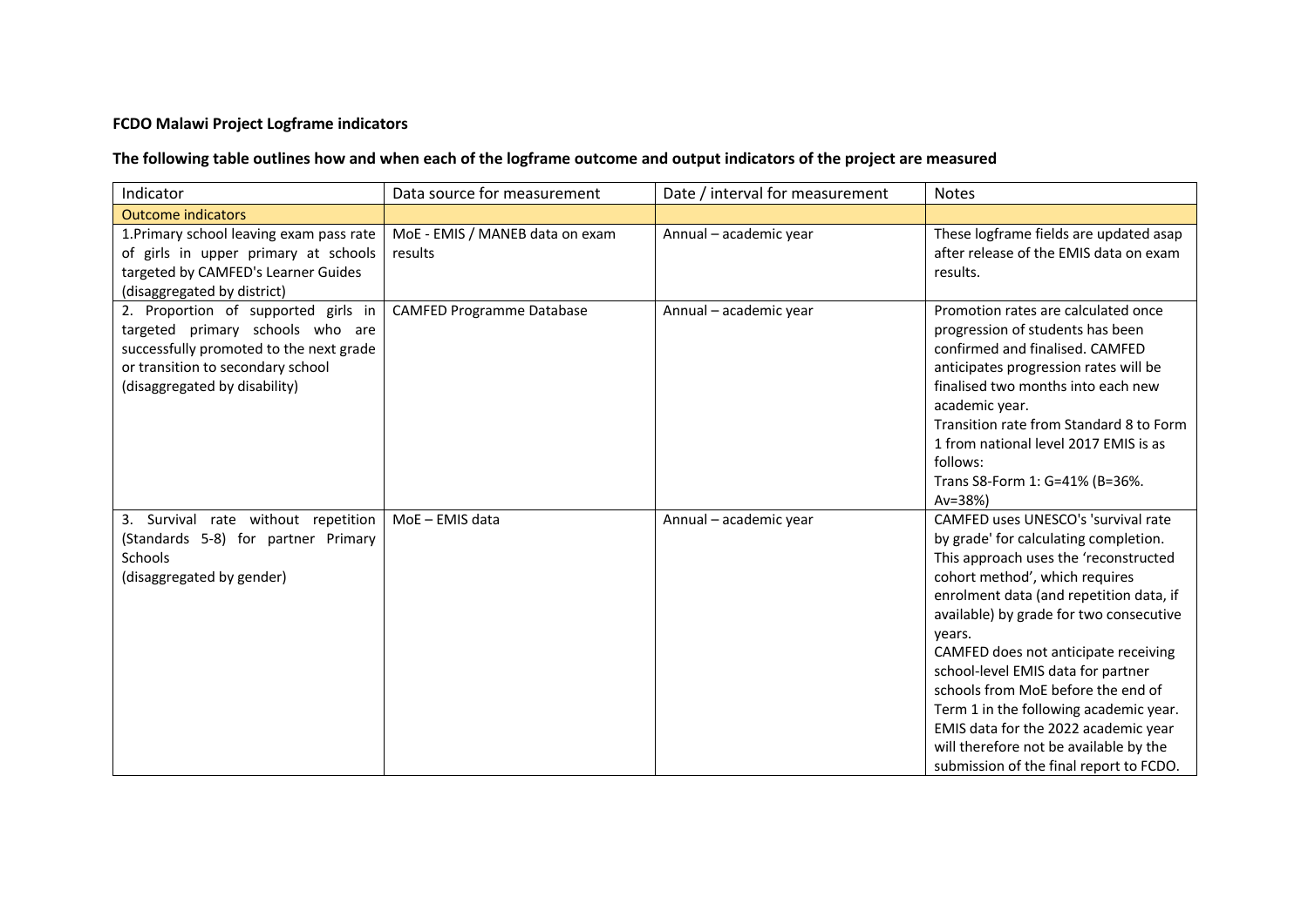**FCDO Malawi Project Logframe indicators**

**The following table outlines how and when each of the logframe outcome and output indicators of the project are measured**

| Indicator | Data source for measurement | Date / interval for measurement | Notes |
|---|---|---|---|
| Outcome indicators | | | |
| 1.Primary school leaving exam pass rate of girls in upper primary at schools targeted by CAMFED's Learner Guides (disaggregated by district) | MoE - EMIS / MANEB data on exam results | Annual – academic year | These logframe fields are updated asap after release of the EMIS data on exam results. |
| 2. Proportion of supported girls in targeted primary schools who are successfully promoted to the next grade or transition to secondary school (disaggregated by disability) | CAMFED Programme Database | Annual – academic year | Promotion rates are calculated once progression of students has been confirmed and finalised. CAMFED anticipates progression rates will be finalised two months into each new academic year.<br>Transition rate from Standard 8 to Form 1 from national level 2017 EMIS is as follows:<br>Trans S8-Form 1: G=41% (B=36%. Av=38%) |
| 3. Survival rate without repetition (Standards 5-8) for partner Primary Schools (disaggregated by gender) | MoE – EMIS data | Annual – academic year | CAMFED uses UNESCO's 'survival rate by grade' for calculating completion. This approach uses the 'reconstructed cohort method', which requires enrolment data (and repetition data, if available) by grade for two consecutive years.<br>CAMFED does not anticipate receiving school-level EMIS data for partner schools from MoE before the end of Term 1 in the following academic year. EMIS data for the 2022 academic year will therefore not be available by the submission of the final report to FCDO. |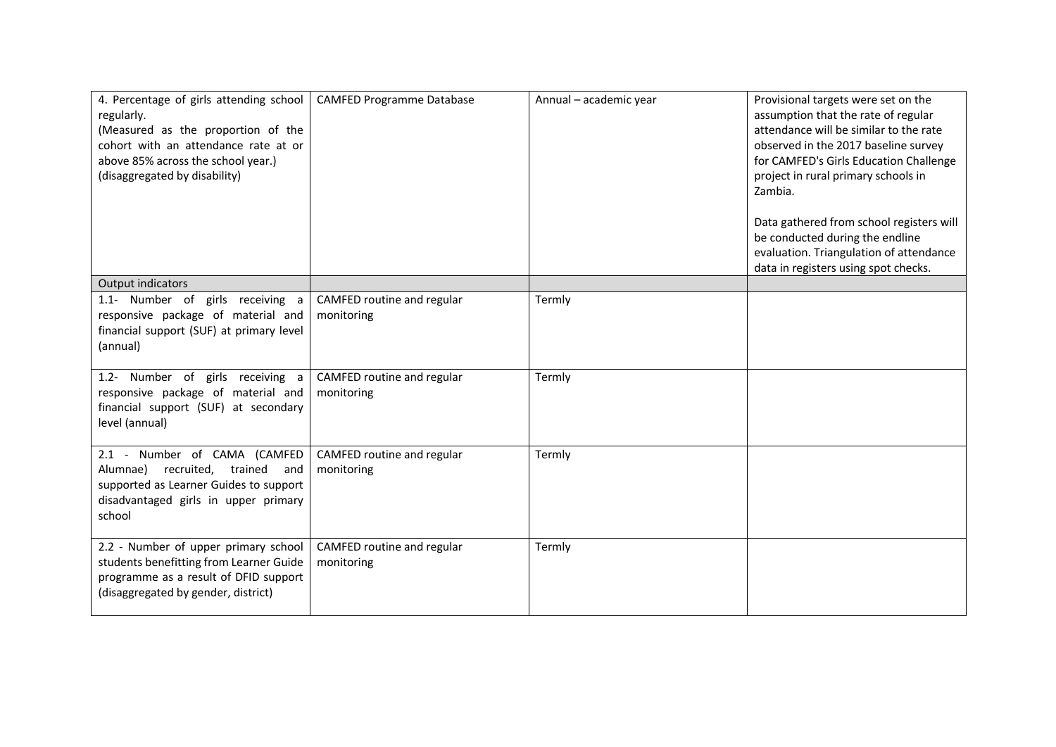| | | | |
|---|---|---|---|
| 4. Percentage of girls attending school regularly.<br>(Measured as the proportion of the cohort with an attendance rate at or above 85% across the school year.)<br>(disaggregated by disability) | CAMFED Programme Database | Annual – academic year | Provisional targets were set on the assumption that the rate of regular attendance will be similar to the rate observed in the 2017 baseline survey for CAMFED's Girls Education Challenge project in rural primary schools in Zambia.<br><br>Data gathered from school registers will be conducted during the endline evaluation. Triangulation of attendance data in registers using spot checks. |
| Output indicators | | | |
| 1.1- Number of girls receiving a responsive package of material and financial support (SUF) at primary level (annual) | CAMFED routine and regular monitoring | Termly | |
| 1.2- Number of girls receiving a responsive package of material and financial support (SUF) at secondary level (annual) | CAMFED routine and regular monitoring | Termly | |
| 2.1 - Number of CAMA (CAMFED Alumnae) recruited, trained and supported as Learner Guides to support disadvantaged girls in upper primary school | CAMFED routine and regular monitoring | Termly | |
| 2.2 - Number of upper primary school students benefitting from Learner Guide programme as a result of DFID support (disaggregated by gender, district) | CAMFED routine and regular monitoring | Termly | |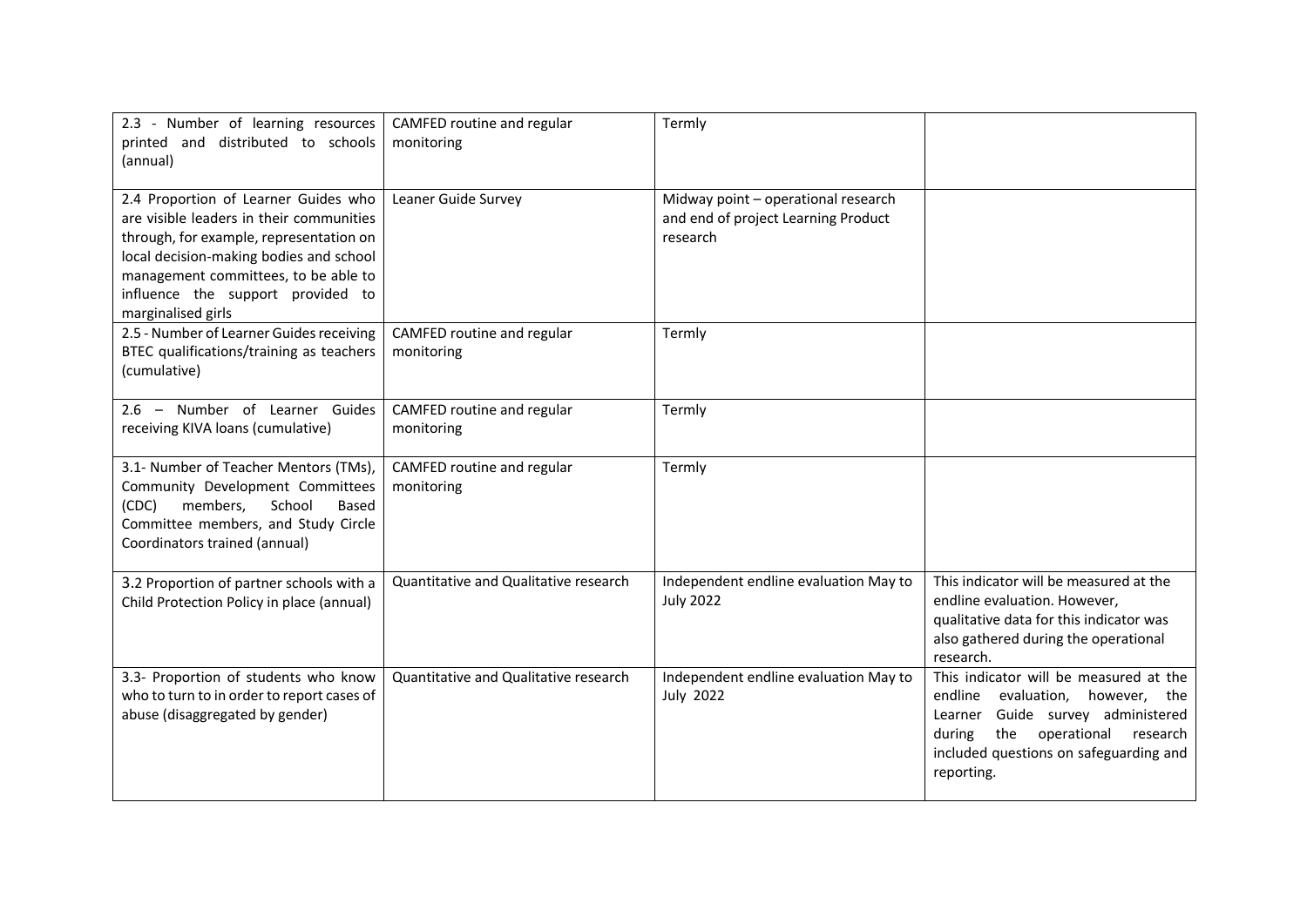| | | | |
|---|---|---|---|
| 2.3 - Number of learning resources printed and distributed to schools (annual) | CAMFED routine and regular monitoring | Termly | |
| 2.4 Proportion of Learner Guides who are visible leaders in their communities through, for example, representation on local decision-making bodies and school management committees, to be able to influence the support provided to marginalised girls | Leaner Guide Survey | Midway point – operational research and end of project Learning Product research | |
| 2.5 - Number of Learner Guides receiving BTEC qualifications/training as teachers (cumulative) | CAMFED routine and regular monitoring | Termly | |
| 2.6 – Number of Learner Guides receiving KIVA loans (cumulative) | CAMFED routine and regular monitoring | Termly | |
| 3.1- Number of Teacher Mentors (TMs), Community Development Committees (CDC) members, School Based Committee members, and Study Circle Coordinators trained (annual) | CAMFED routine and regular monitoring | Termly | |
| 3.2 Proportion of partner schools with a Child Protection Policy in place (annual) | Quantitative and Qualitative research | Independent endline evaluation May to July 2022 | This indicator will be measured at the endline evaluation. However, qualitative data for this indicator was also gathered during the operational research. |
| 3.3- Proportion of students who know who to turn to in order to report cases of abuse (disaggregated by gender) | Quantitative and Qualitative research | Independent endline evaluation May to July 2022 | This indicator will be measured at the endline evaluation, however, the Learner Guide survey administered during the operational research included questions on safeguarding and reporting. |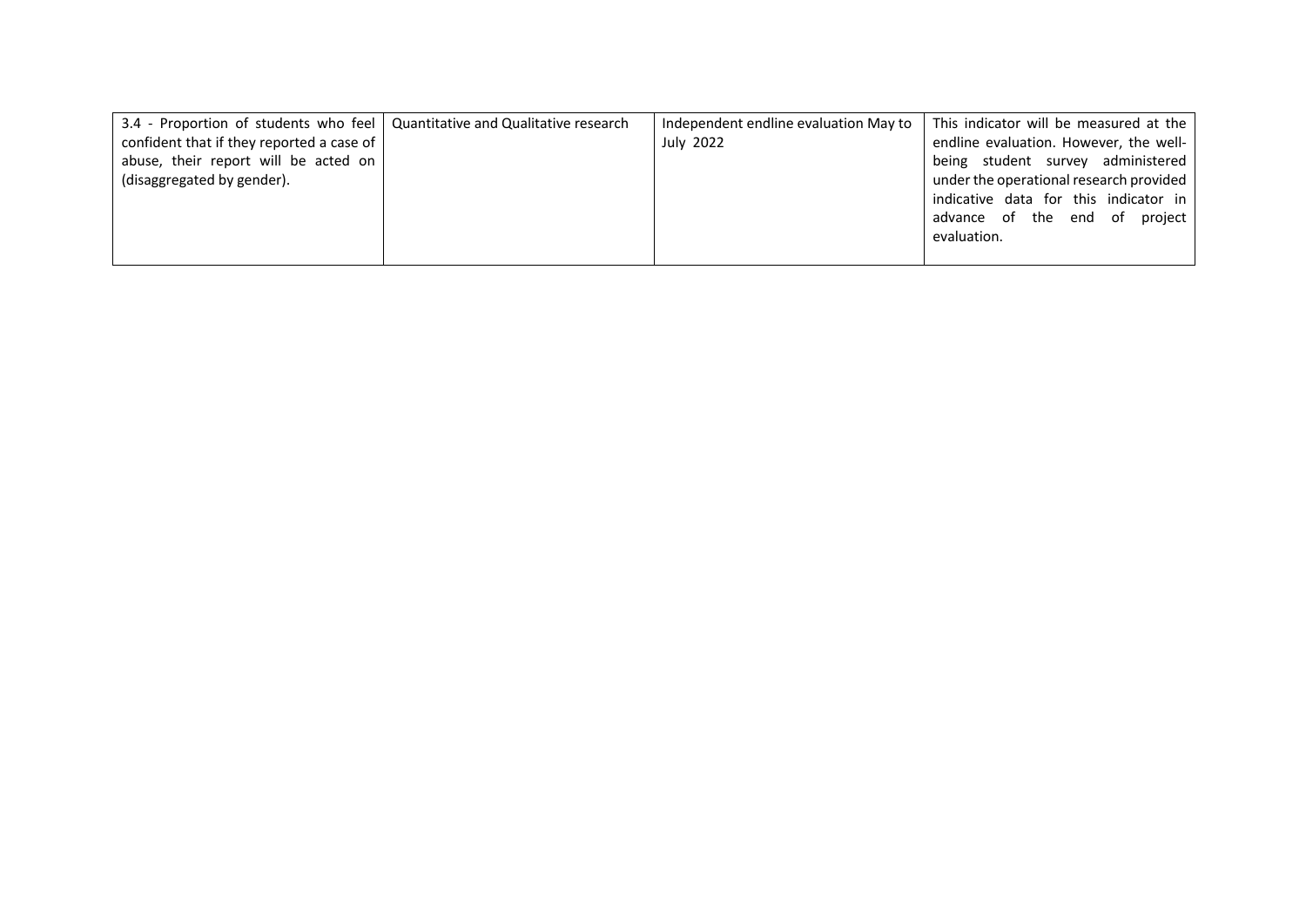| | | | |
|---|---|---|---|
| 3.4 - Proportion of students who feel confident that if they reported a case of abuse, their report will be acted on (disaggregated by gender). | Quantitative and Qualitative research | Independent endline evaluation May to July 2022 | This indicator will be measured at the endline evaluation. However, the well-being student survey administered under the operational research provided indicative data for this indicator in advance of the end of project evaluation. |